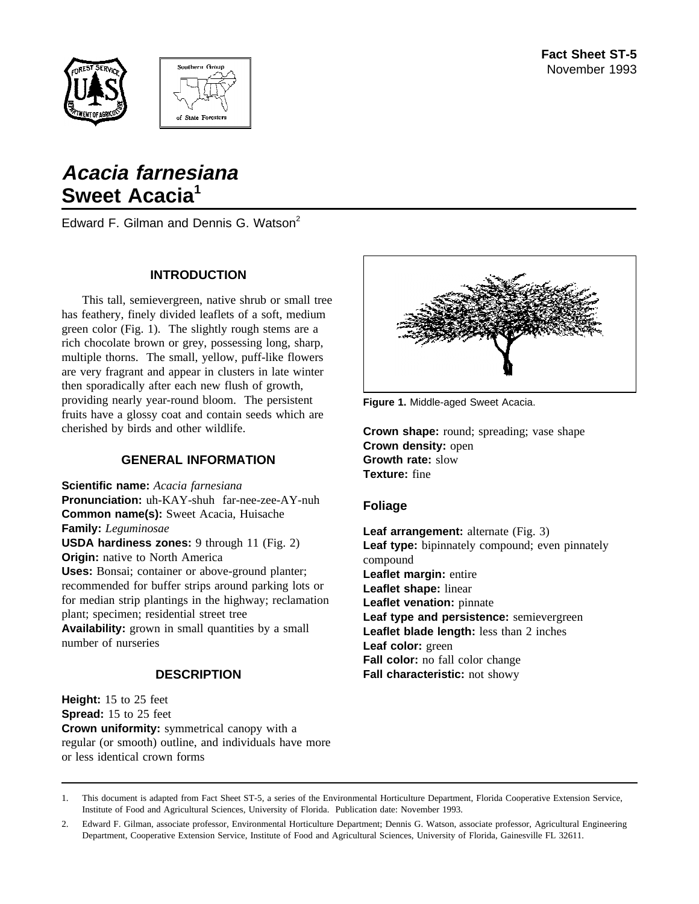**Fact Sheet ST-5**
November 1993

# *Acacia farnesiana*
# Sweet Acacia[1]

Edward F. Gilman and Dennis G. Watson[2]

## INTRODUCTION

This tall, semievergreen, native shrub or small tree has feathery, finely divided leaflets of a soft, medium green color (Fig. 1). The slightly rough stems are a rich chocolate brown or grey, possessing long, sharp, multiple thorns. The small, yellow, puff-like flowers are very fragrant and appear in clusters in late winter then sporadically after each new flush of growth, providing nearly year-round bloom. The persistent fruits have a glossy coat and contain seeds which are cherished by birds and other wildlife.

## GENERAL INFORMATION

**Scientific name:** *Acacia farnesiana*
**Pronunciation:** uh-KAY-shuh far-nee-zee-AY-nuh
**Common name(s):** Sweet Acacia, Huisache
**Family:** *Leguminosae*
**USDA hardiness zones:** 9 through 11 (Fig. 2)
**Origin:** native to North America
**Uses:** Bonsai; container or above-ground planter; recommended for buffer strips around parking lots or for median strip plantings in the highway; reclamation plant; specimen; residential street tree
**Availability:** grown in small quantities by a small number of nurseries

## DESCRIPTION

**Height:** 15 to 25 feet
**Spread:** 15 to 25 feet
**Crown uniformity:** symmetrical canopy with a regular (or smooth) outline, and individuals have more or less identical crown forms

**Figure 1.** Middle-aged Sweet Acacia.

**Crown shape:** round; spreading; vase shape
**Crown density:** open
**Growth rate:** slow
**Texture:** fine

### Foliage

**Leaf arrangement:** alternate (Fig. 3)
**Leaf type:** bipinnately compound; even pinnately compound
**Leaflet margin:** entire
**Leaflet shape:** linear
**Leaflet venation:** pinnate
**Leaf type and persistence:** semievergreen
**Leaflet blade length:** less than 2 inches
**Leaf color:** green
**Fall color:** no fall color change
**Fall characteristic:** not showy

---

1. This document is adapted from Fact Sheet ST-5, a series of the Environmental Horticulture Department, Florida Cooperative Extension Service, Institute of Food and Agricultural Sciences, University of Florida. Publication date: November 1993.

2. Edward F. Gilman, associate professor, Environmental Horticulture Department; Dennis G. Watson, associate professor, Agricultural Engineering Department, Cooperative Extension Service, Institute of Food and Agricultural Sciences, University of Florida, Gainesville FL 32611.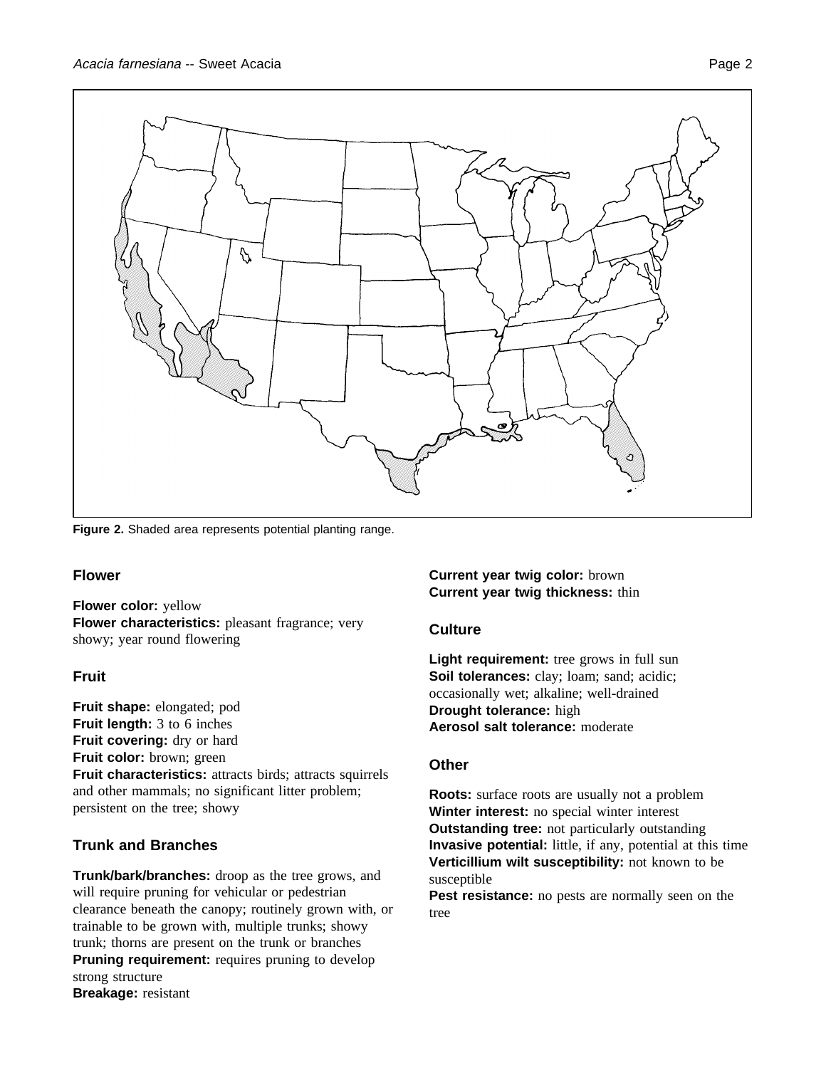**Figure 2.** Shaded area represents potential planting range.

## Flower

**Flower color:** yellow
**Flower characteristics:** pleasant fragrance; very showy; year round flowering

## Fruit

**Fruit shape:** elongated; pod
**Fruit length:** 3 to 6 inches
**Fruit covering:** dry or hard
**Fruit color:** brown; green
**Fruit characteristics:** attracts birds; attracts squirrels and other mammals; no significant litter problem; persistent on the tree; showy

## Trunk and Branches

**Trunk/bark/branches:** droop as the tree grows, and will require pruning for vehicular or pedestrian clearance beneath the canopy; routinely grown with, or trainable to be grown with, multiple trunks; showy trunk; thorns are present on the trunk or branches
**Pruning requirement:** requires pruning to develop strong structure
**Breakage:** resistant
**Current year twig color:** brown
**Current year twig thickness:** thin

## Culture

**Light requirement:** tree grows in full sun
**Soil tolerances:** clay; loam; sand; acidic; occasionally wet; alkaline; well-drained
**Drought tolerance:** high
**Aerosol salt tolerance:** moderate

## Other

**Roots:** surface roots are usually not a problem
**Winter interest:** no special winter interest
**Outstanding tree:** not particularly outstanding
**Invasive potential:** little, if any, potential at this time
**Verticillium wilt susceptibility:** not known to be susceptible
**Pest resistance:** no pests are normally seen on the tree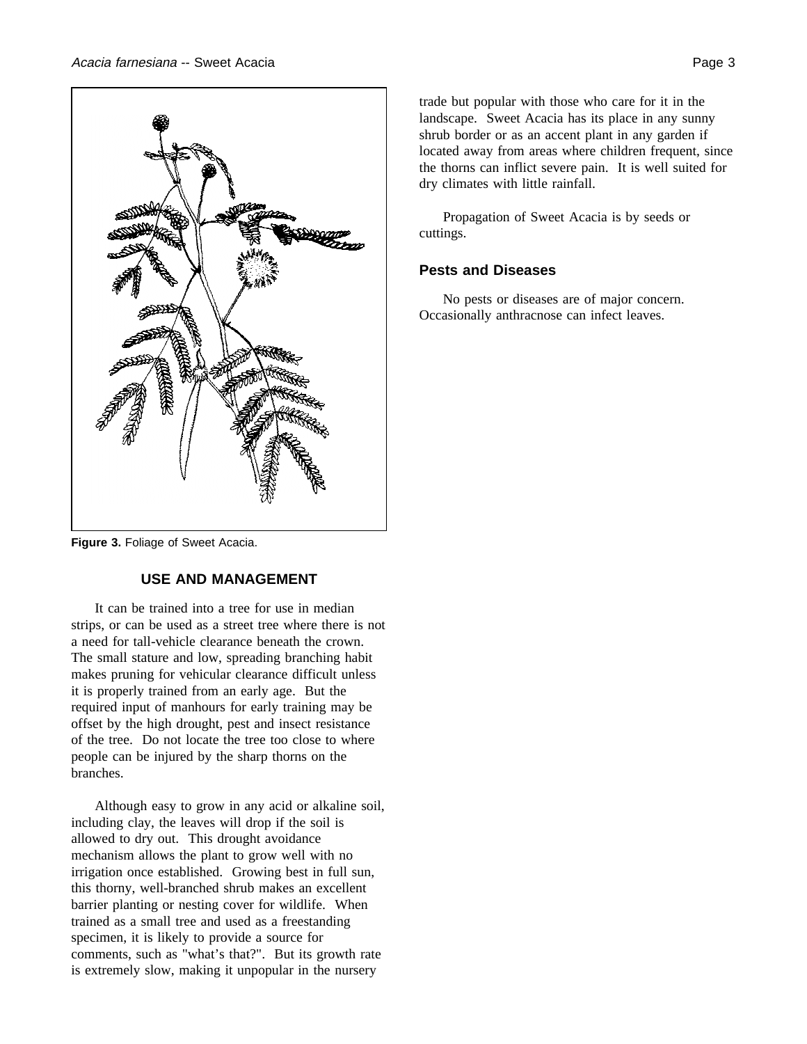Figure 3. Foliage of Sweet Acacia.

## USE AND MANAGEMENT

It can be trained into a tree for use in median strips, or can be used as a street tree where there is not a need for tall-vehicle clearance beneath the crown. The small stature and low, spreading branching habit makes pruning for vehicular clearance difficult unless it is properly trained from an early age. But the required input of manhours for early training may be offset by the high drought, pest and insect resistance of the tree. Do not locate the tree too close to where people can be injured by the sharp thorns on the branches.

Although easy to grow in any acid or alkaline soil, including clay, the leaves will drop if the soil is allowed to dry out. This drought avoidance mechanism allows the plant to grow well with no irrigation once established. Growing best in full sun, this thorny, well-branched shrub makes an excellent barrier planting or nesting cover for wildlife. When trained as a small tree and used as a freestanding specimen, it is likely to provide a source for comments, such as "what's that?". But its growth rate is extremely slow, making it unpopular in the nursery trade but popular with those who care for it in the landscape. Sweet Acacia has its place in any sunny shrub border or as an accent plant in any garden if located away from areas where children frequent, since the thorns can inflict severe pain. It is well suited for dry climates with little rainfall.

Propagation of Sweet Acacia is by seeds or cuttings.

### Pests and Diseases

No pests or diseases are of major concern. Occasionally anthracnose can infect leaves.